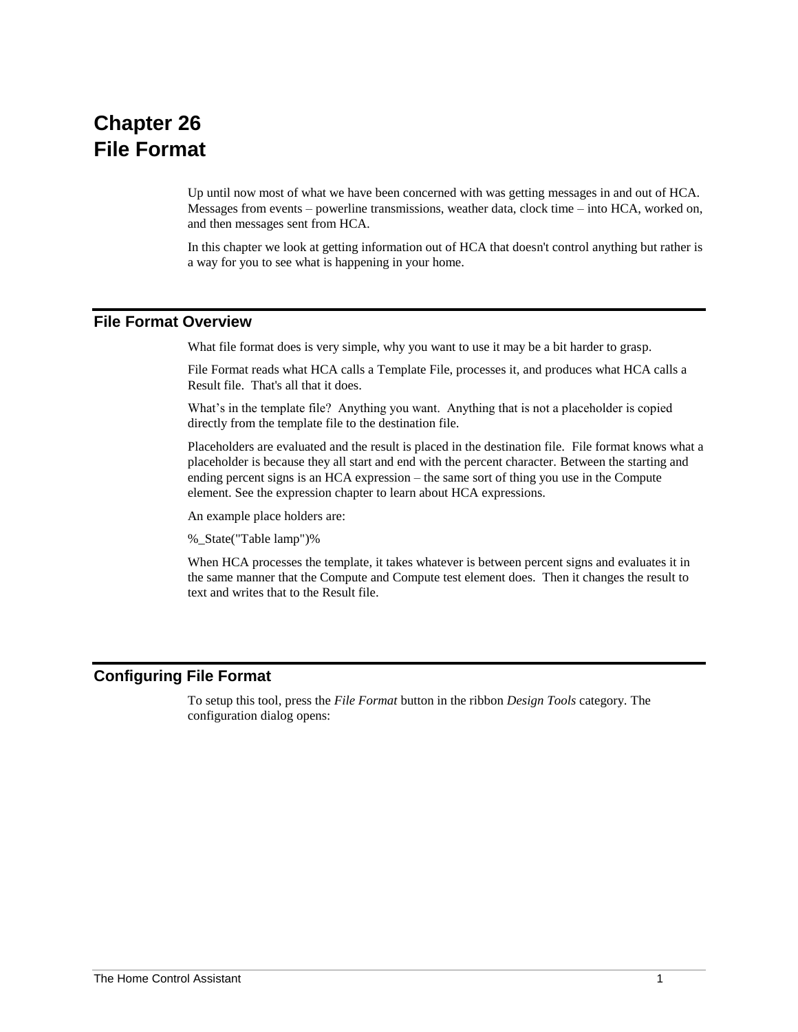# Chapter 26
# File Format

Up until now most of what we have been concerned with was getting messages in and out of HCA. Messages from events – powerline transmissions, weather data, clock time – into HCA, worked on, and then messages sent from HCA.

In this chapter we look at getting information out of HCA that doesn't control anything but rather is a way for you to see what is happening in your home.

## File Format Overview

What file format does is very simple, why you want to use it may be a bit harder to grasp.

File Format reads what HCA calls a Template File, processes it, and produces what HCA calls a Result file. That's all that it does.

What's in the template file? Anything you want. Anything that is not a placeholder is copied directly from the template file to the destination file.

Placeholders are evaluated and the result is placed in the destination file. File format knows what a placeholder is because they all start and end with the percent character. Between the starting and ending percent signs is an HCA expression – the same sort of thing you use in the Compute element. See the expression chapter to learn about HCA expressions.

An example place holders are:

%_State("Table lamp")%

When HCA processes the template, it takes whatever is between percent signs and evaluates it in the same manner that the Compute and Compute test element does. Then it changes the result to text and writes that to the Result file.

## Configuring File Format

To setup this tool, press the *File Format* button in the ribbon *Design Tools* category. The configuration dialog opens: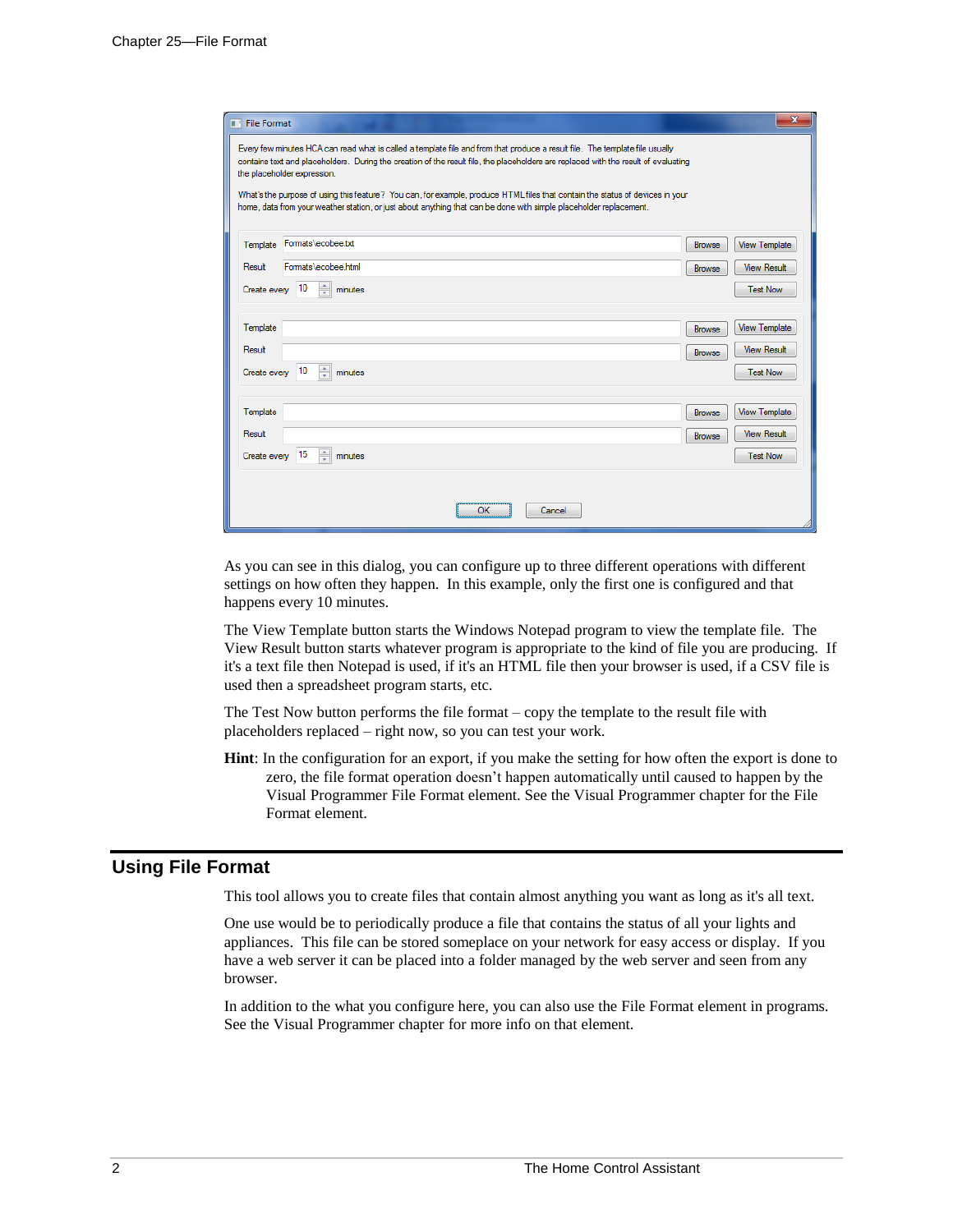As you can see in this dialog, you can configure up to three different operations with different settings on how often they happen. In this example, only the first one is configured and that happens every 10 minutes.

The View Template button starts the Windows Notepad program to view the template file. The View Result button starts whatever program is appropriate to the kind of file you are producing. If it's a text file then Notepad is used, if it's an HTML file then your browser is used, if a CSV file is used then a spreadsheet program starts, etc.

The Test Now button performs the file format – copy the template to the result file with placeholders replaced – right now, so you can test your work.

**Hint**: In the configuration for an export, if you make the setting for how often the export is done to zero, the file format operation doesn't happen automatically until caused to happen by the Visual Programmer File Format element. See the Visual Programmer chapter for the File Format element.

## Using File Format

This tool allows you to create files that contain almost anything you want as long as it's all text.

One use would be to periodically produce a file that contains the status of all your lights and appliances. This file can be stored someplace on your network for easy access or display. If you have a web server it can be placed into a folder managed by the web server and seen from any browser.

In addition to the what you configure here, you can also use the File Format element in programs. See the Visual Programmer chapter for more info on that element.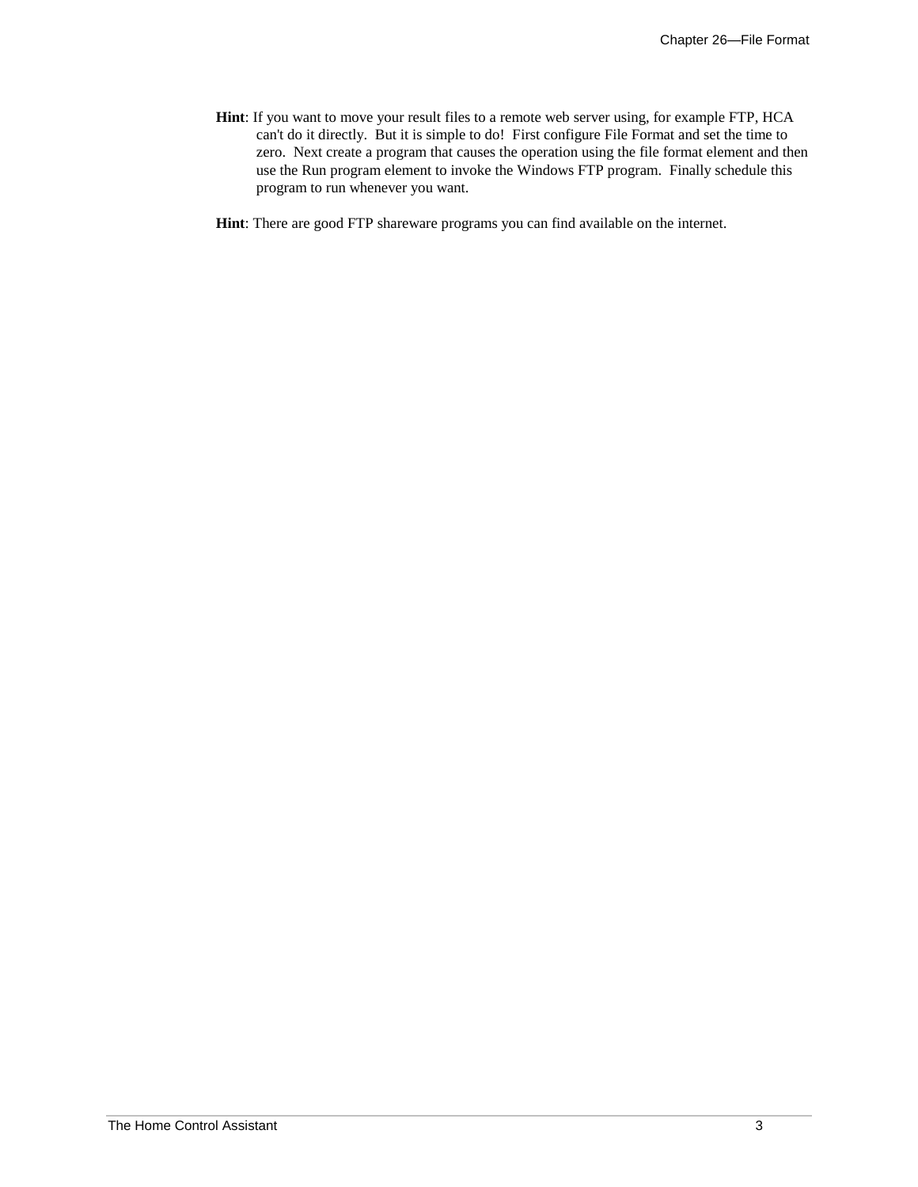**Hint**: If you want to move your result files to a remote web server using, for example FTP, HCA can't do it directly. But it is simple to do! First configure File Format and set the time to zero. Next create a program that causes the operation using the file format element and then use the Run program element to invoke the Windows FTP program. Finally schedule this program to run whenever you want.

**Hint**: There are good FTP shareware programs you can find available on the internet.